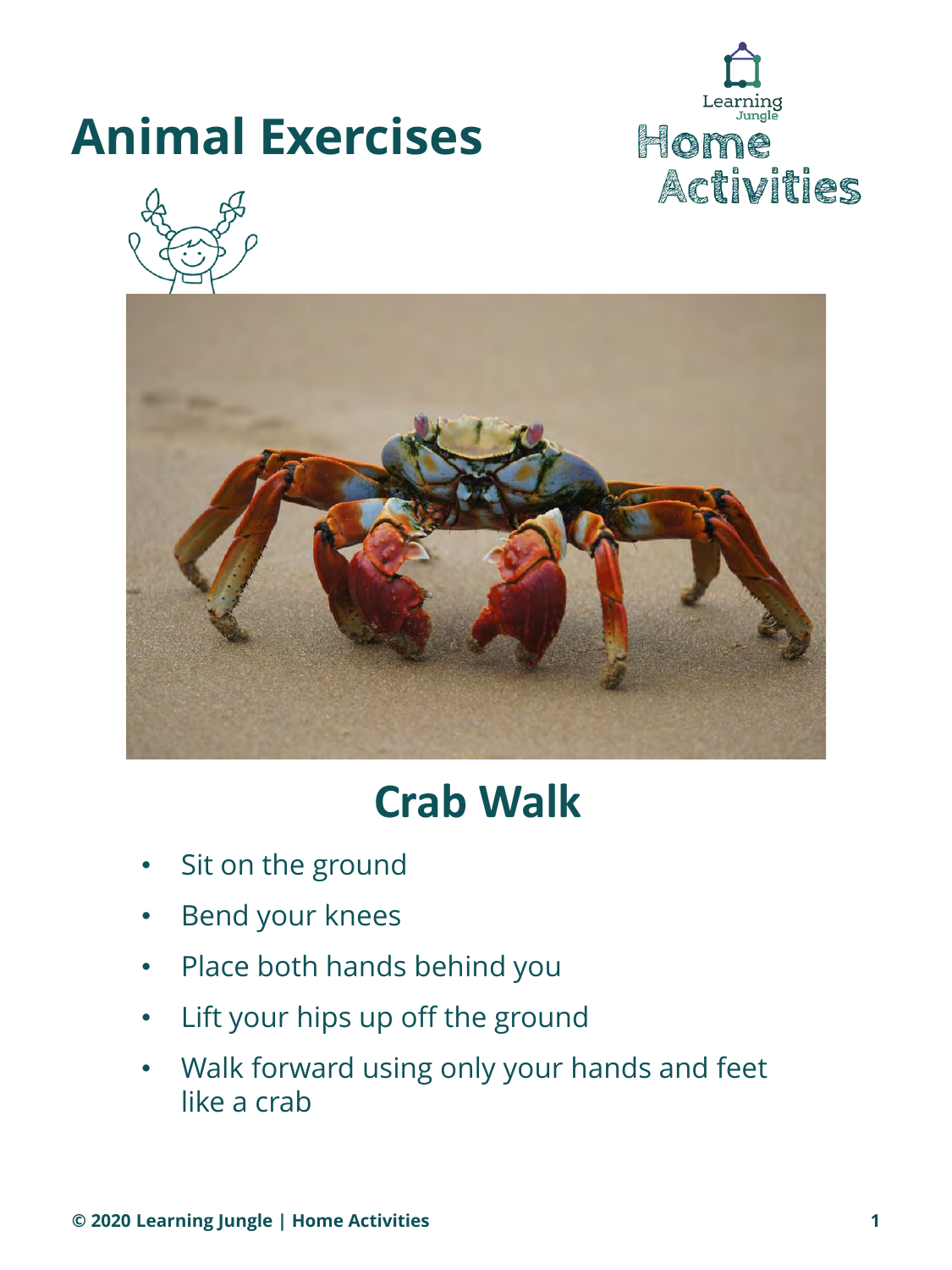# Animal Exercises

Learning Jungle
Home Activities

## Crab Walk

- Sit on the ground
- Bend your knees
- Place both hands behind you
- Lift your hips up off the ground
- Walk forward using only your hands and feet like a crab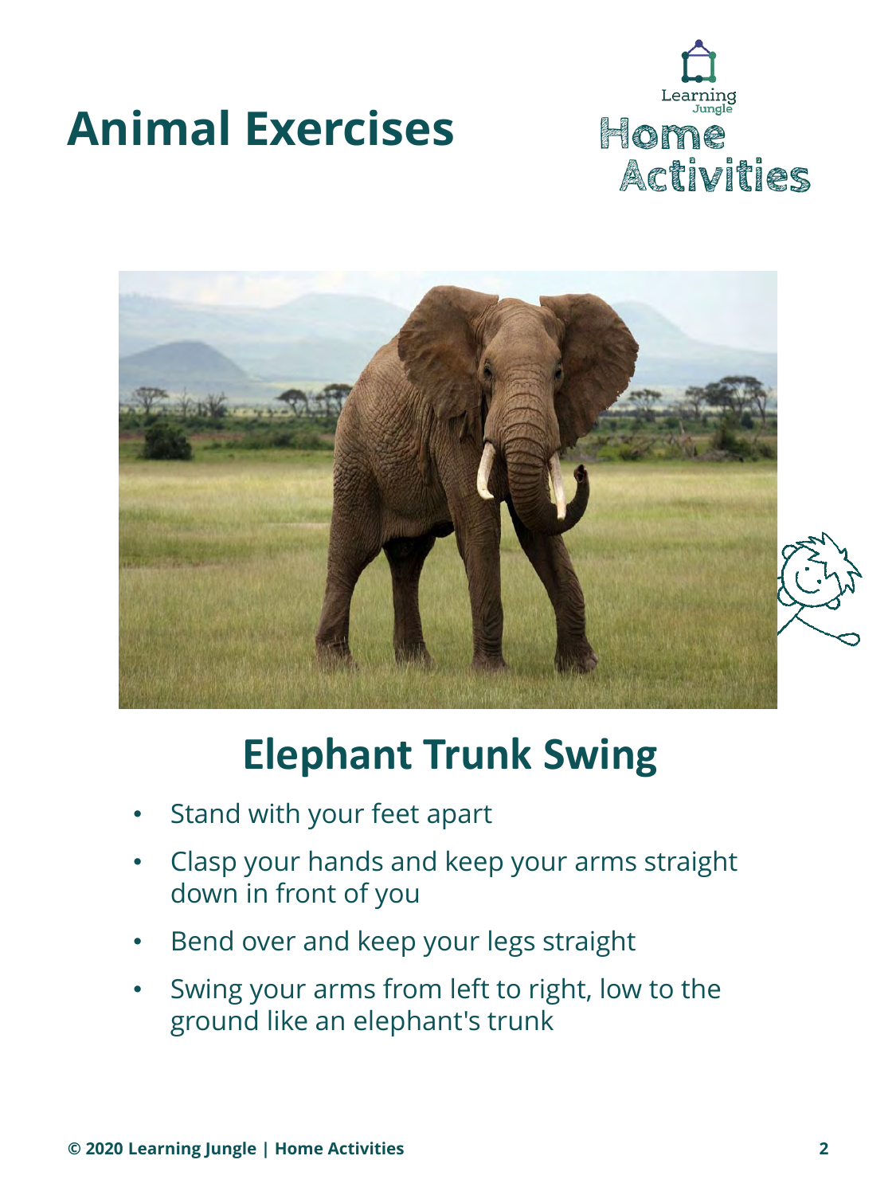# Animal Exercises

## Elephant Trunk Swing

- Stand with your feet apart
- Clasp your hands and keep your arms straight down in front of you
- Bend over and keep your legs straight
- Swing your arms from left to right, low to the ground like an elephant's trunk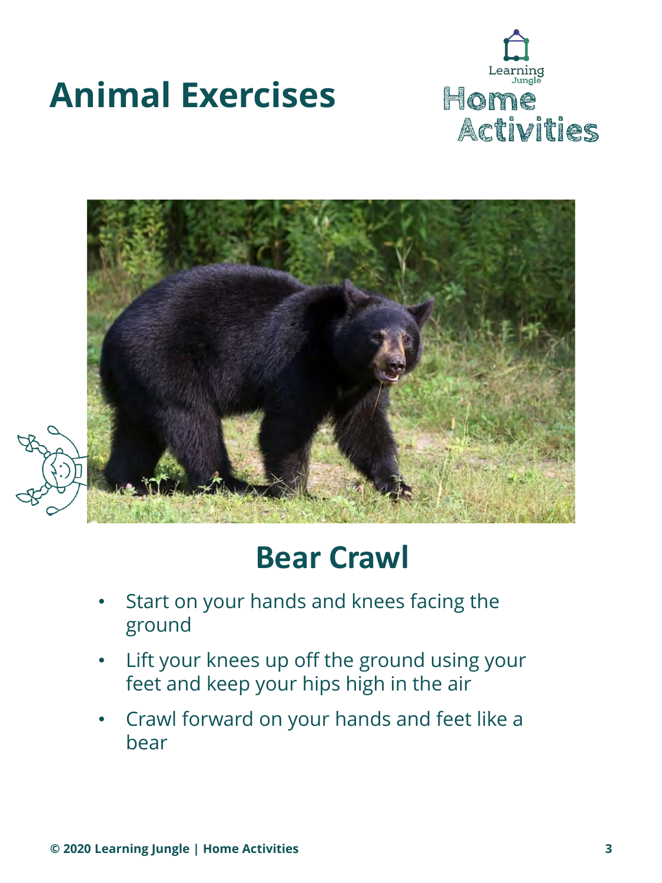# Animal Exercises

## Bear Crawl

- Start on your hands and knees facing the ground
- Lift your knees up off the ground using your feet and keep your hips high in the air
- Crawl forward on your hands and feet like a bear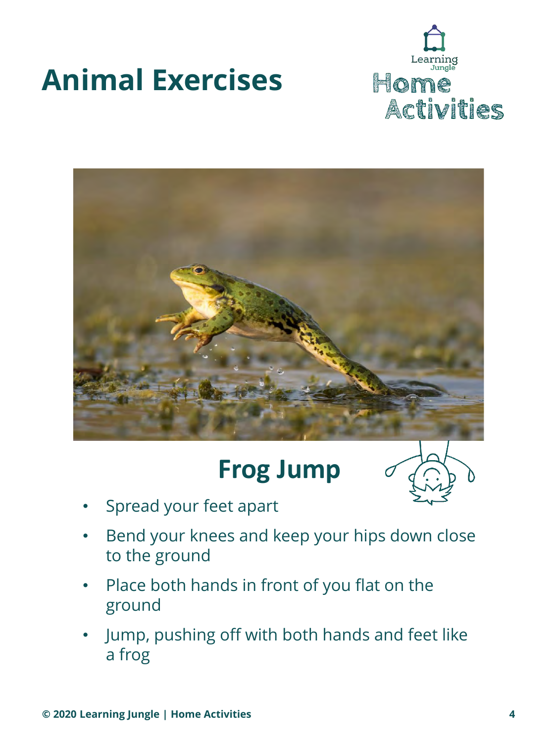# Animal Exercises

Learning Jungle Home Activities

## Frog Jump

- Spread your feet apart
- Bend your knees and keep your hips down close to the ground
- Place both hands in front of you flat on the ground
- Jump, pushing off with both hands and feet like a frog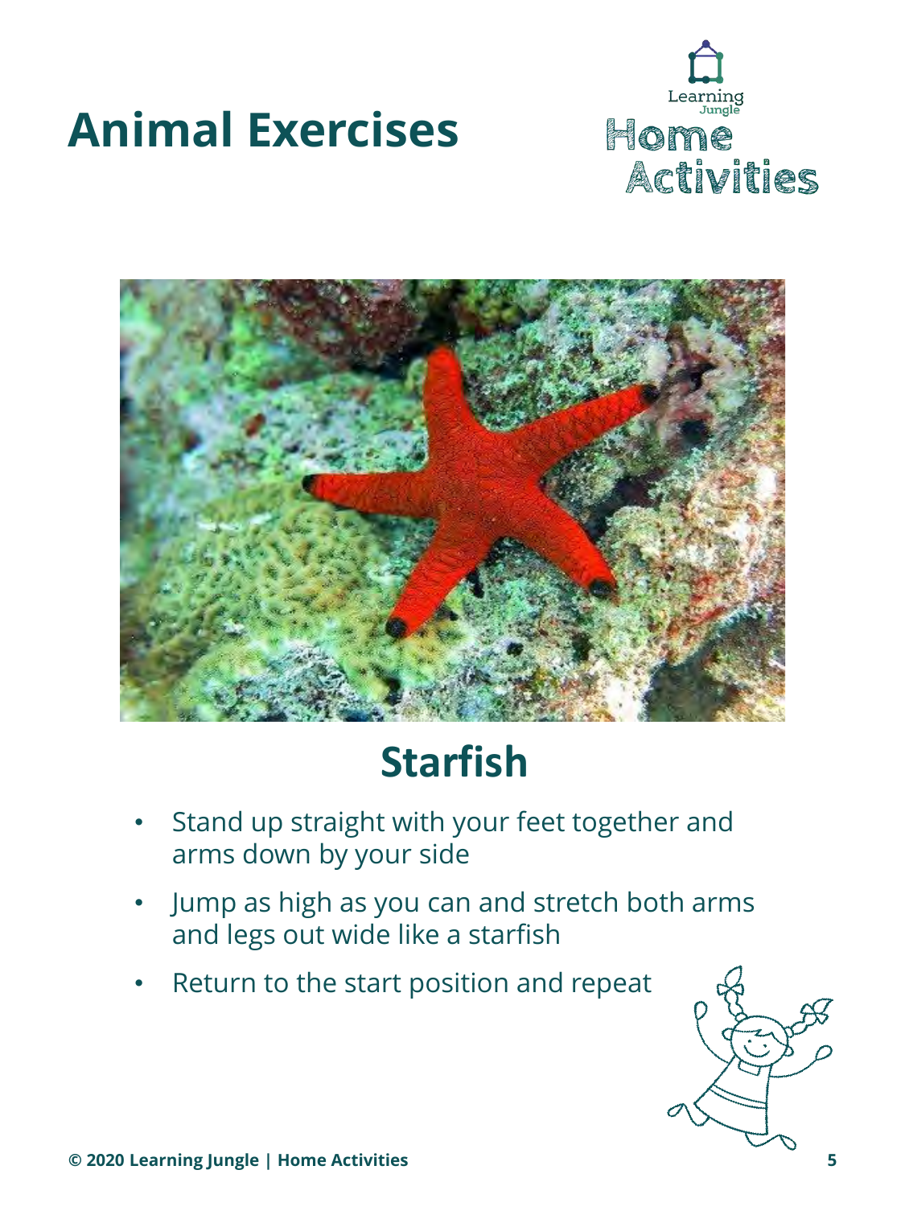# Animal Exercises

## Starfish

- Stand up straight with your feet together and arms down by your side
- Jump as high as you can and stretch both arms and legs out wide like a starfish
- Return to the start position and repeat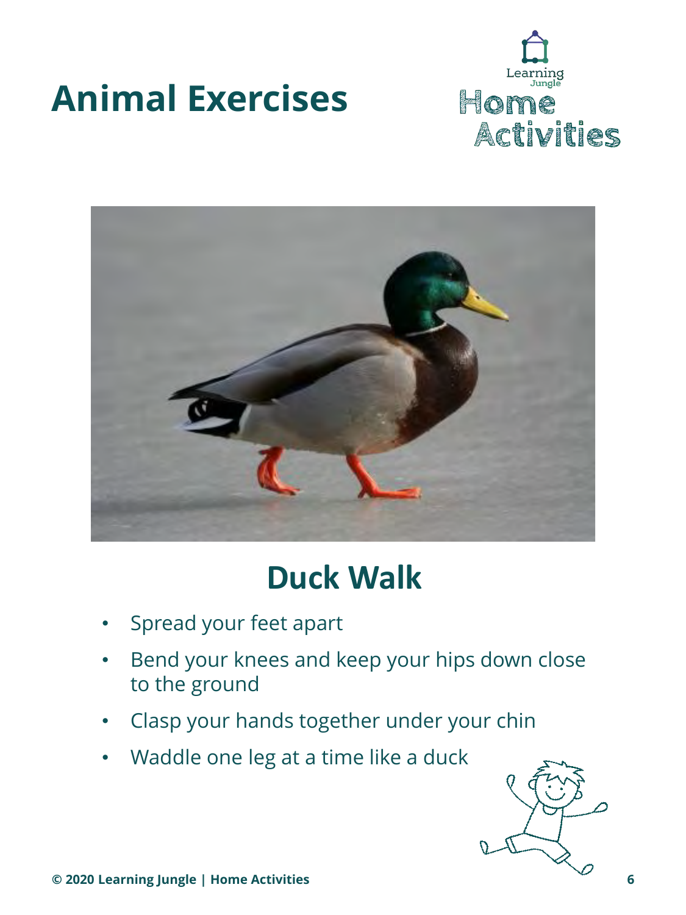# Animal Exercises

## Duck Walk

- Spread your feet apart
- Bend your knees and keep your hips down close to the ground
- Clasp your hands together under your chin
- Waddle one leg at a time like a duck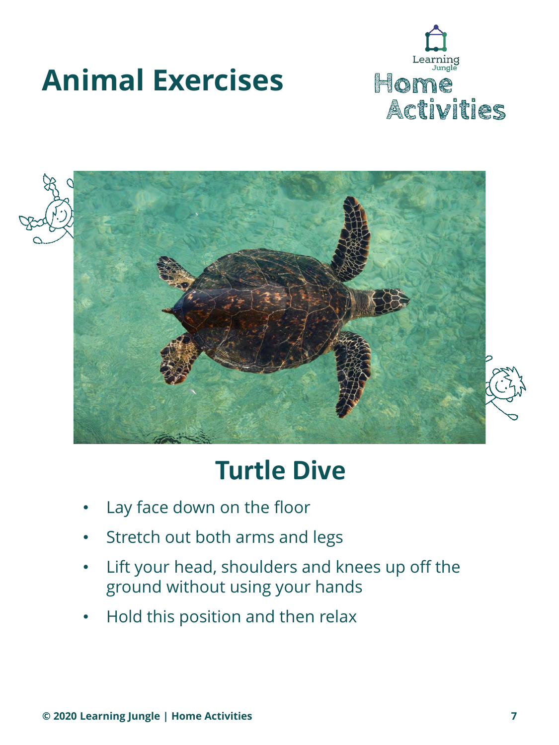# Animal Exercises

Learning Jungle
Home Activities

## Turtle Dive

- Lay face down on the floor
- Stretch out both arms and legs
- Lift your head, shoulders and knees up off the ground without using your hands
- Hold this position and then relax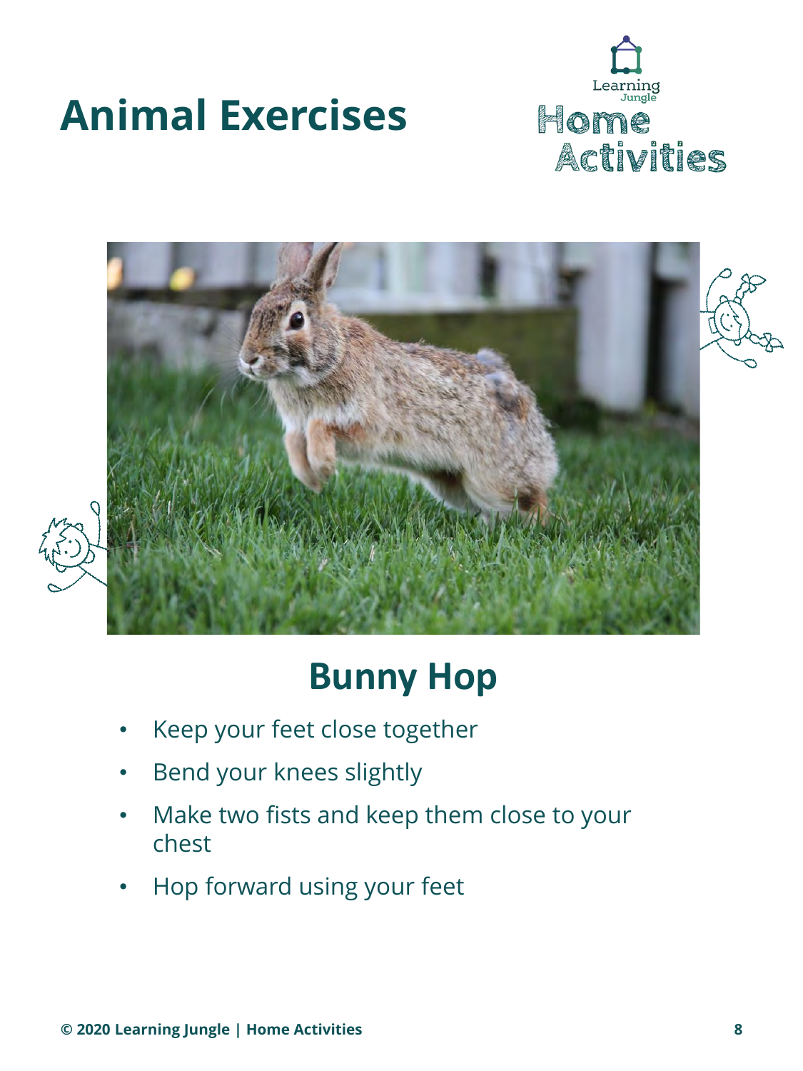# Animal Exercises

Learning Jungle
Home Activities

## Bunny Hop

- Keep your feet close together
- Bend your knees slightly
- Make two fists and keep them close to your chest
- Hop forward using your feet

**© 2020 Learning Jungle | Home Activities**